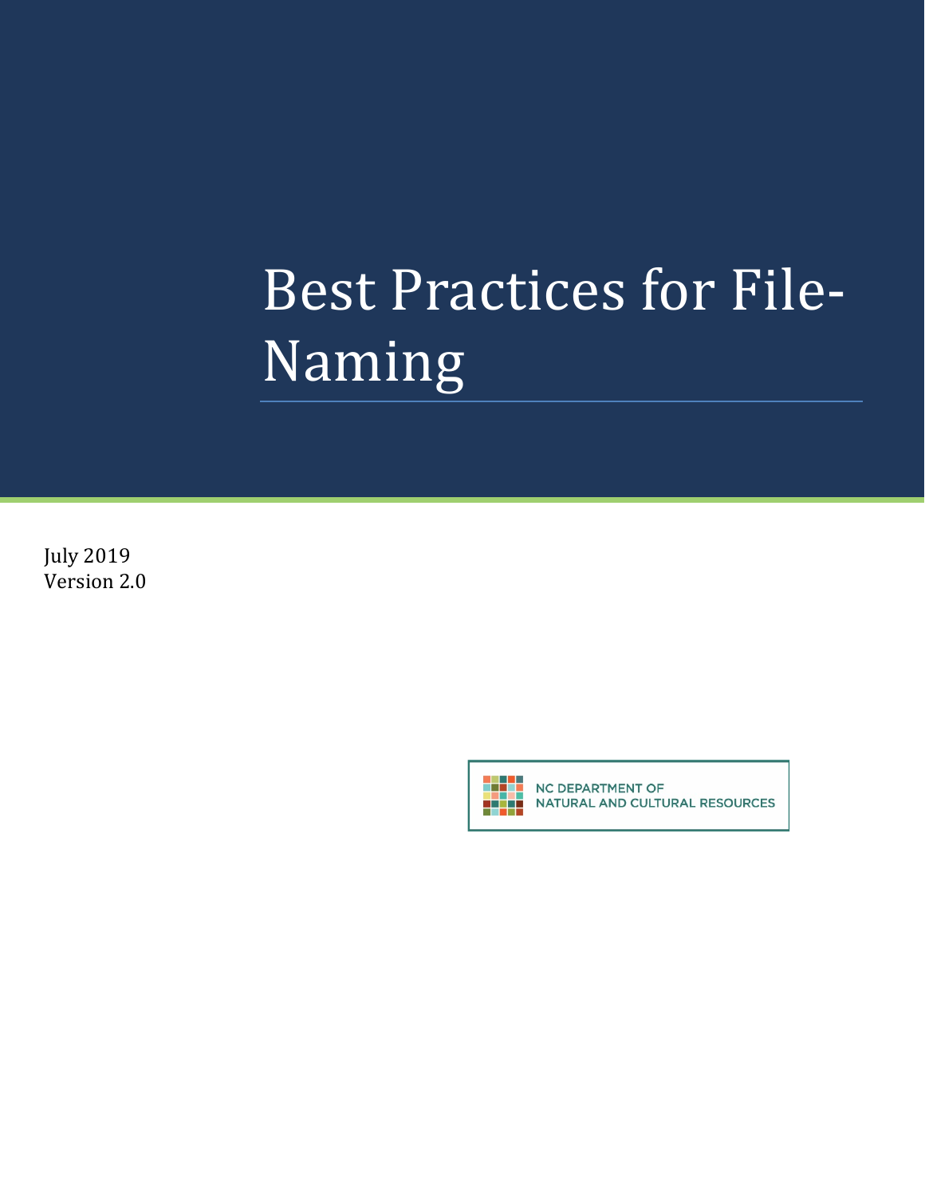# Best Practices for File-Naming

July 2019
Version 2.0

NC DEPARTMENT OF
NATURAL AND CULTURAL RESOURCES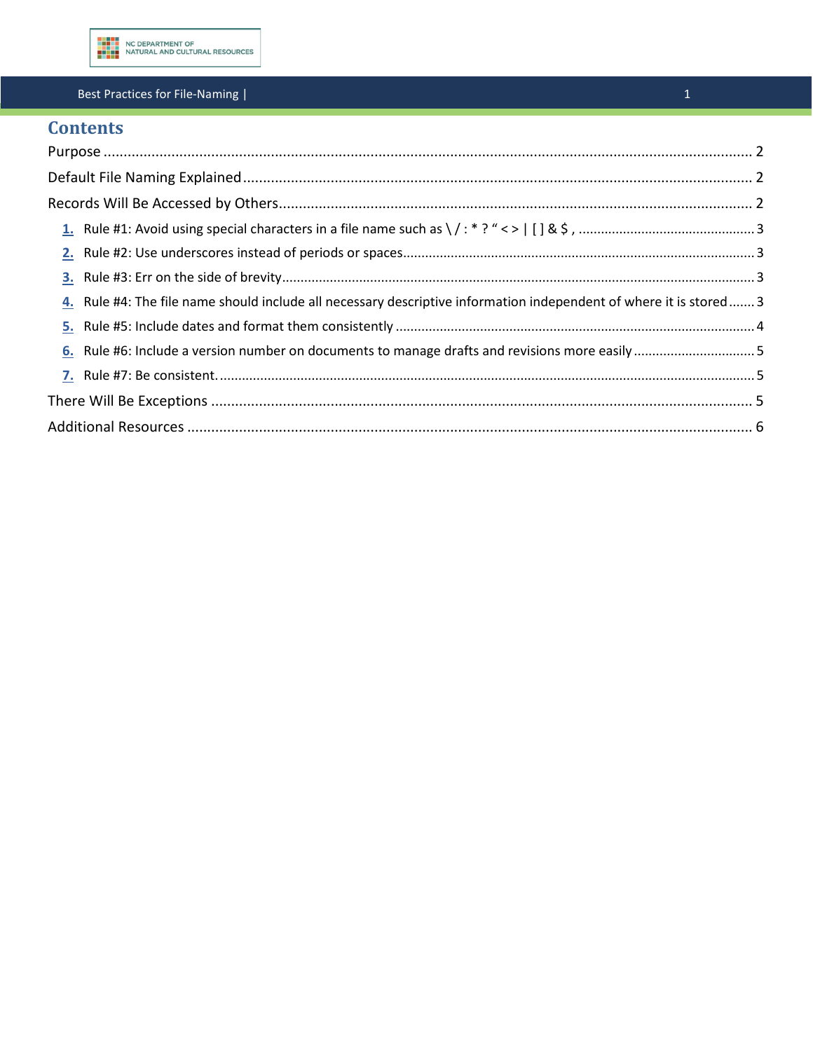# Contents

Purpose ........................................................................................................................................... 2

Default File Naming Explained ........................................................................................................ 2

Records Will Be Accessed by Others ............................................................................................... 2

1. Rule #1: Avoid using special characters in a file name such as \ / : * ? " < > | [ ] & $ , ..................... 3
2. Rule #2: Use underscores instead of periods or spaces .................................................................... 3
3. Rule #3: Err on the side of brevity .................................................................................................... 3
4. Rule #4: The file name should include all necessary descriptive information independent of where it is stored ....... 3
5. Rule #5: Include dates and format them consistently ...................................................................... 4
6. Rule #6: Include a version number on documents to manage drafts and revisions more easily ......... 5
7. Rule #7: Be consistent. ...................................................................................................................... 5

There Will Be Exceptions ................................................................................................................. 5

Additional Resources ....................................................................................................................... 6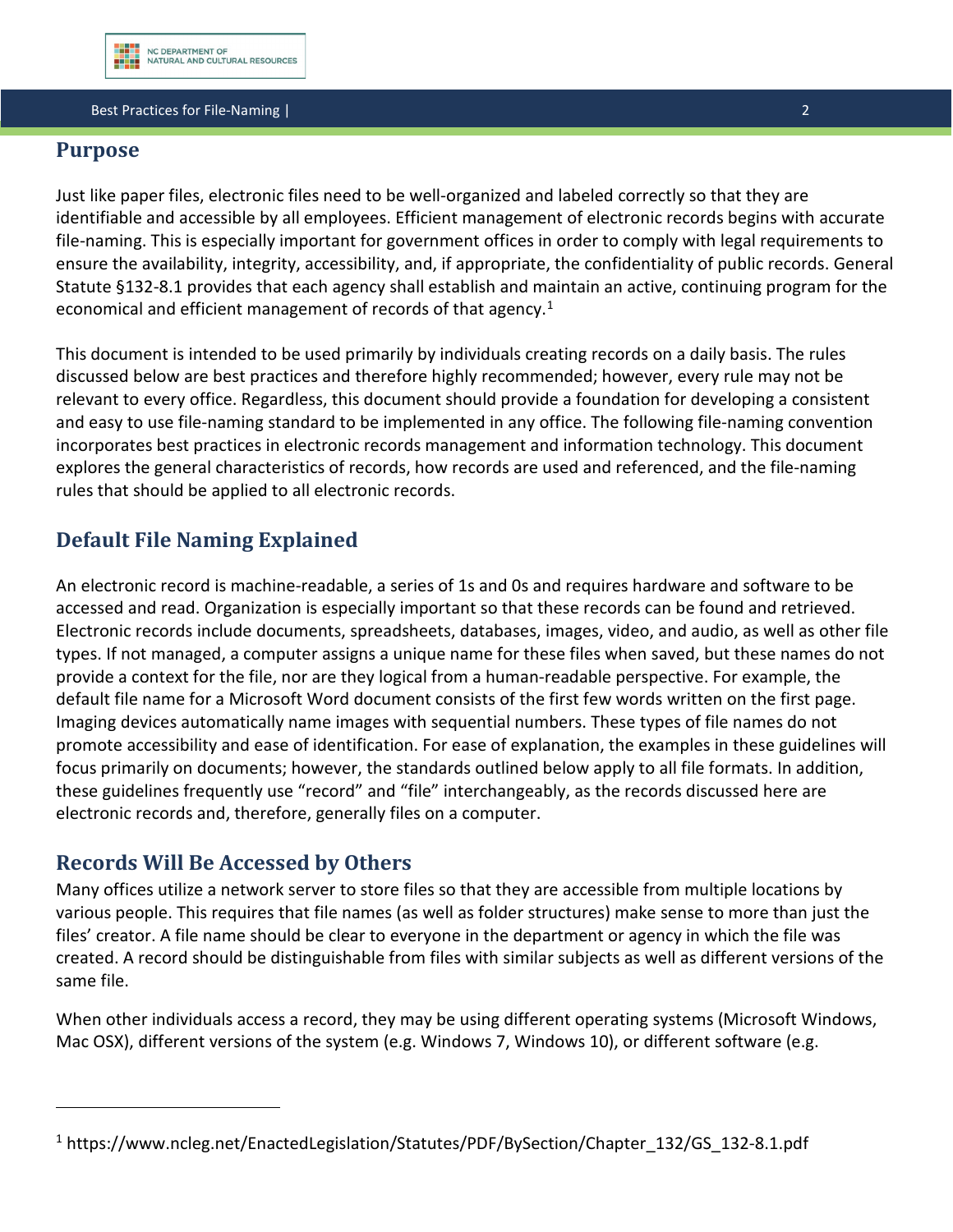## Purpose

Just like paper files, electronic files need to be well-organized and labeled correctly so that they are identifiable and accessible by all employees. Efficient management of electronic records begins with accurate file-naming. This is especially important for government offices in order to comply with legal requirements to ensure the availability, integrity, accessibility, and, if appropriate, the confidentiality of public records. General Statute §132-8.1 provides that each agency shall establish and maintain an active, continuing program for the economical and efficient management of records of that agency.[1]

This document is intended to be used primarily by individuals creating records on a daily basis. The rules discussed below are best practices and therefore highly recommended; however, every rule may not be relevant to every office. Regardless, this document should provide a foundation for developing a consistent and easy to use file-naming standard to be implemented in any office. The following file-naming convention incorporates best practices in electronic records management and information technology. This document explores the general characteristics of records, how records are used and referenced, and the file-naming rules that should be applied to all electronic records.

## Default File Naming Explained

An electronic record is machine-readable, a series of 1s and 0s and requires hardware and software to be accessed and read. Organization is especially important so that these records can be found and retrieved. Electronic records include documents, spreadsheets, databases, images, video, and audio, as well as other file types. If not managed, a computer assigns a unique name for these files when saved, but these names do not provide a context for the file, nor are they logical from a human-readable perspective. For example, the default file name for a Microsoft Word document consists of the first few words written on the first page. Imaging devices automatically name images with sequential numbers. These types of file names do not promote accessibility and ease of identification. For ease of explanation, the examples in these guidelines will focus primarily on documents; however, the standards outlined below apply to all file formats. In addition, these guidelines frequently use "record" and "file" interchangeably, as the records discussed here are electronic records and, therefore, generally files on a computer.

## Records Will Be Accessed by Others

Many offices utilize a network server to store files so that they are accessible from multiple locations by various people. This requires that file names (as well as folder structures) make sense to more than just the files' creator. A file name should be clear to everyone in the department or agency in which the file was created. A record should be distinguishable from files with similar subjects as well as different versions of the same file.

When other individuals access a record, they may be using different operating systems (Microsoft Windows, Mac OSX), different versions of the system (e.g. Windows 7, Windows 10), or different software (e.g.

---

[1] https://www.ncleg.net/EnactedLegislation/Statutes/PDF/BySection/Chapter_132/GS_132-8.1.pdf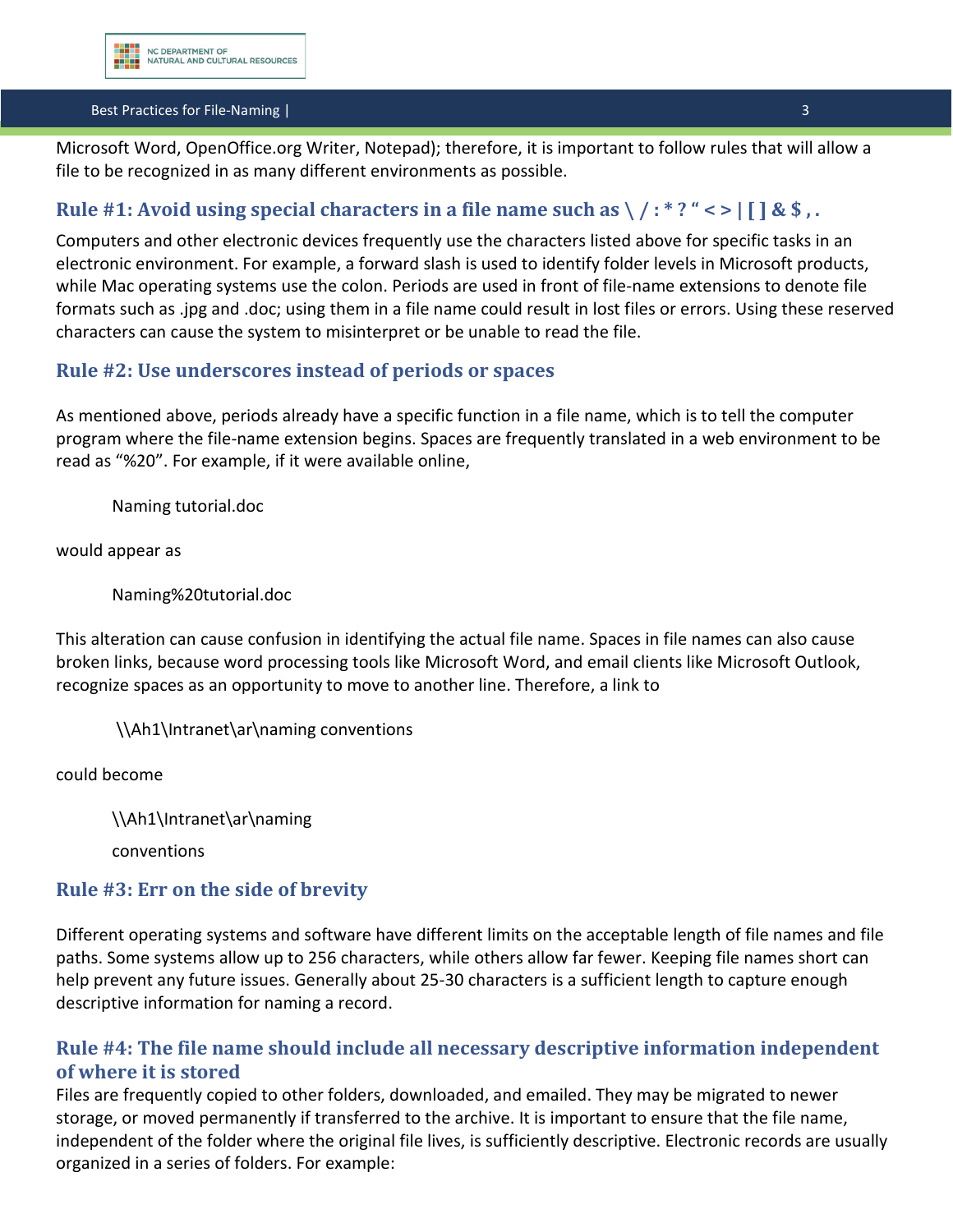Microsoft Word, OpenOffice.org Writer, Notepad); therefore, it is important to follow rules that will allow a file to be recognized in as many different environments as possible.

### Rule #1: Avoid using special characters in a file name such as \ / : * ? " < > | [ ] & $ , .

Computers and other electronic devices frequently use the characters listed above for specific tasks in an electronic environment. For example, a forward slash is used to identify folder levels in Microsoft products, while Mac operating systems use the colon. Periods are used in front of file-name extensions to denote file formats such as .jpg and .doc; using them in a file name could result in lost files or errors. Using these reserved characters can cause the system to misinterpret or be unable to read the file.

### Rule #2: Use underscores instead of periods or spaces

As mentioned above, periods already have a specific function in a file name, which is to tell the computer program where the file-name extension begins. Spaces are frequently translated in a web environment to be read as "%20". For example, if it were available online,

> Naming tutorial.doc

would appear as

> Naming%20tutorial.doc

This alteration can cause confusion in identifying the actual file name. Spaces in file names can also cause broken links, because word processing tools like Microsoft Word, and email clients like Microsoft Outlook, recognize spaces as an opportunity to move to another line. Therefore, a link to

> \\Ah1\Intranet\ar\naming conventions

could become

> \\Ah1\Intranet\ar\naming
>
> conventions

### Rule #3: Err on the side of brevity

Different operating systems and software have different limits on the acceptable length of file names and file paths. Some systems allow up to 256 characters, while others allow far fewer. Keeping file names short can help prevent any future issues. Generally about 25-30 characters is a sufficient length to capture enough descriptive information for naming a record.

### Rule #4: The file name should include all necessary descriptive information independent of where it is stored

Files are frequently copied to other folders, downloaded, and emailed. They may be migrated to newer storage, or moved permanently if transferred to the archive. It is important to ensure that the file name, independent of the folder where the original file lives, is sufficiently descriptive. Electronic records are usually organized in a series of folders. For example: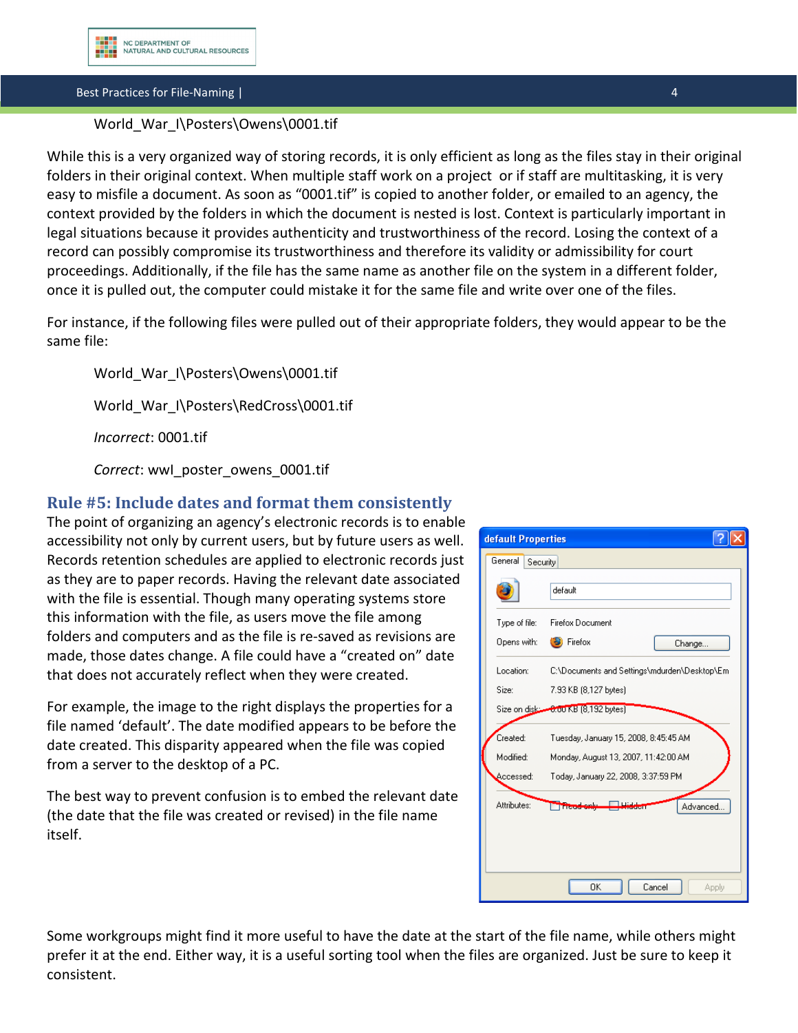World_War_I\Posters\Owens\0001.tif

While this is a very organized way of storing records, it is only efficient as long as the files stay in their original folders in their original context. When multiple staff work on a project or if staff are multitasking, it is very easy to misfile a document. As soon as "0001.tif" is copied to another folder, or emailed to an agency, the context provided by the folders in which the document is nested is lost. Context is particularly important in legal situations because it provides authenticity and trustworthiness of the record. Losing the context of a record can possibly compromise its trustworthiness and therefore its validity or admissibility for court proceedings. Additionally, if the file has the same name as another file on the system in a different folder, once it is pulled out, the computer could mistake it for the same file and write over one of the files.

For instance, if the following files were pulled out of their appropriate folders, they would appear to be the same file:

World_War_I\Posters\Owens\0001.tif

World_War_I\Posters\RedCross\0001.tif

*Incorrect*: 0001.tif

*Correct*: wwI_poster_owens_0001.tif

## Rule #5: Include dates and format them consistently

The point of organizing an agency's electronic records is to enable accessibility not only by current users, but by future users as well. Records retention schedules are applied to electronic records just as they are to paper records. Having the relevant date associated with the file is essential. Though many operating systems store this information with the file, as users move the file among folders and computers and as the file is re-saved as revisions are made, those dates change. A file could have a "created on" date that does not accurately reflect when they were created.

For example, the image to the right displays the properties for a file named 'default'. The date modified appears to be before the date created. This disparity appeared when the file was copied from a server to the desktop of a PC.

The best way to prevent confusion is to embed the relevant date (the date that the file was created or revised) in the file name itself.

Some workgroups might find it more useful to have the date at the start of the file name, while others might prefer it at the end. Either way, it is a useful sorting tool when the files are organized. Just be sure to keep it consistent.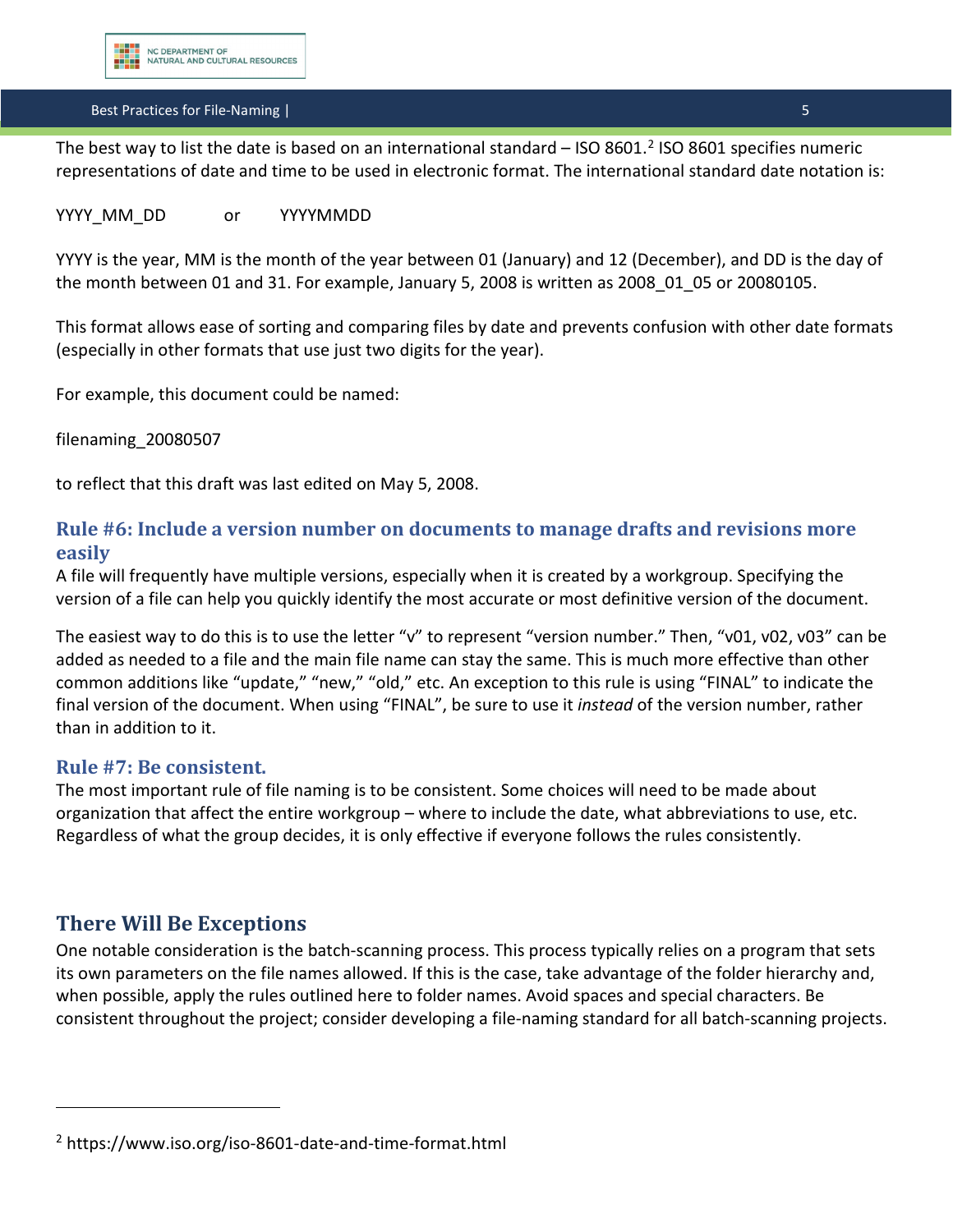The best way to list the date is based on an international standard – ISO 8601.[2] ISO 8601 specifies numeric representations of date and time to be used in electronic format. The international standard date notation is:

YYYY_MM_DD     or     YYYYMMDD

YYYY is the year, MM is the month of the year between 01 (January) and 12 (December), and DD is the day of the month between 01 and 31. For example, January 5, 2008 is written as 2008_01_05 or 20080105.

This format allows ease of sorting and comparing files by date and prevents confusion with other date formats (especially in other formats that use just two digits for the year).

For example, this document could be named:

filenaming_20080507

to reflect that this draft was last edited on May 5, 2008.

### Rule #6: Include a version number on documents to manage drafts and revisions more easily

A file will frequently have multiple versions, especially when it is created by a workgroup. Specifying the version of a file can help you quickly identify the most accurate or most definitive version of the document.

The easiest way to do this is to use the letter "v" to represent "version number." Then, "v01, v02, v03" can be added as needed to a file and the main file name can stay the same. This is much more effective than other common additions like "update," "new," "old," etc. An exception to this rule is using "FINAL" to indicate the final version of the document. When using "FINAL", be sure to use it *instead* of the version number, rather than in addition to it.

### Rule #7: Be consistent.

The most important rule of file naming is to be consistent. Some choices will need to be made about organization that affect the entire workgroup – where to include the date, what abbreviations to use, etc. Regardless of what the group decides, it is only effective if everyone follows the rules consistently.

## There Will Be Exceptions

One notable consideration is the batch-scanning process. This process typically relies on a program that sets its own parameters on the file names allowed. If this is the case, take advantage of the folder hierarchy and, when possible, apply the rules outlined here to folder names. Avoid spaces and special characters. Be consistent throughout the project; consider developing a file-naming standard for all batch-scanning projects.

---

[2] https://www.iso.org/iso-8601-date-and-time-format.html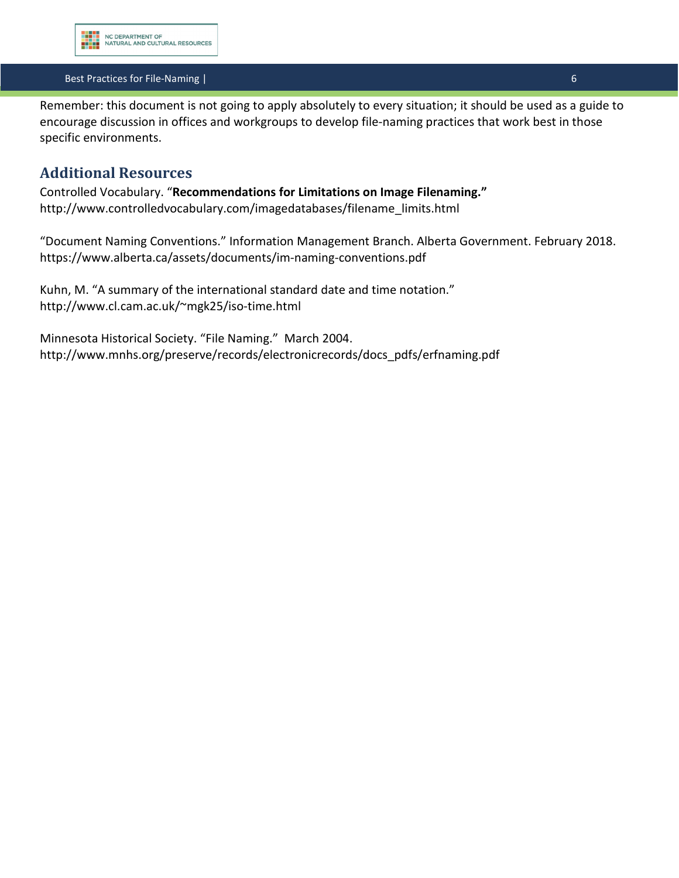Remember: this document is not going to apply absolutely to every situation; it should be used as a guide to encourage discussion in offices and workgroups to develop file-naming practices that work best in those specific environments.

## Additional Resources

Controlled Vocabulary. "**Recommendations for Limitations on Image Filenaming."**
http://www.controlledvocabulary.com/imagedatabases/filename_limits.html

"Document Naming Conventions." Information Management Branch. Alberta Government. February 2018.
https://www.alberta.ca/assets/documents/im-naming-conventions.pdf

Kuhn, M. "A summary of the international standard date and time notation."
http://www.cl.cam.ac.uk/~mgk25/iso-time.html

Minnesota Historical Society. "File Naming." March 2004.
http://www.mnhs.org/preserve/records/electronicrecords/docs_pdfs/erfnaming.pdf